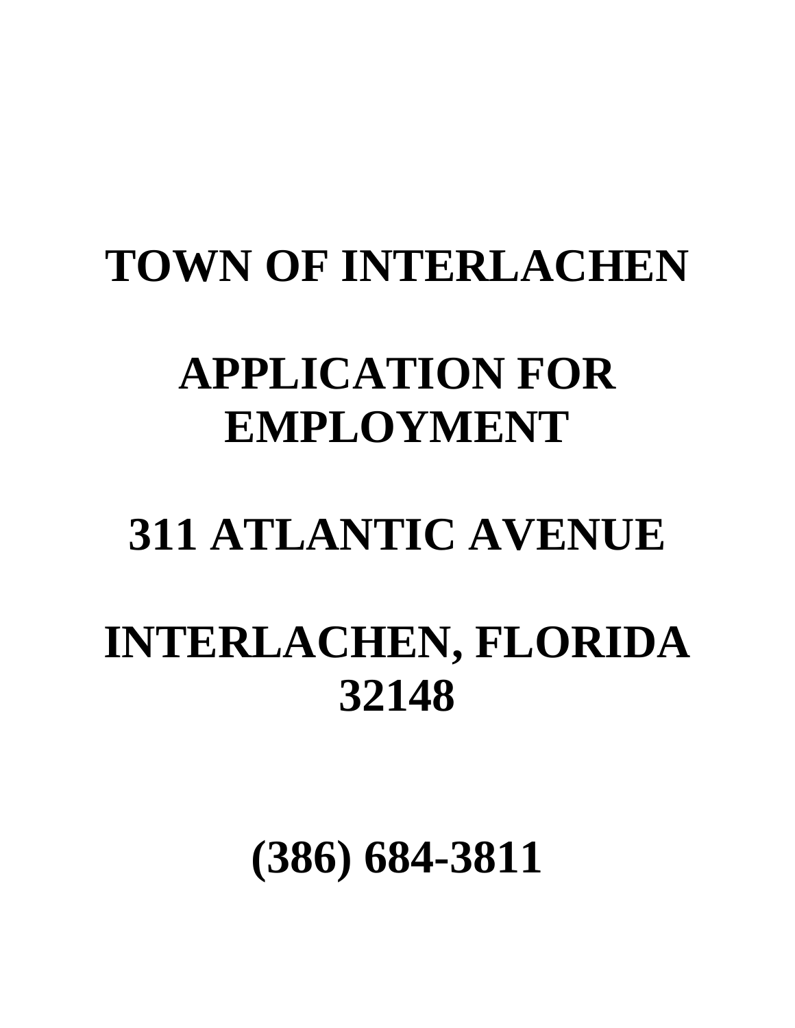# TOWN OF INTERLACHEN

# APPLICATION FOR EMPLOYMENT

# 311 ATLANTIC AVENUE

# INTERLACHEN, FLORIDA 32148

# (386) 684-3811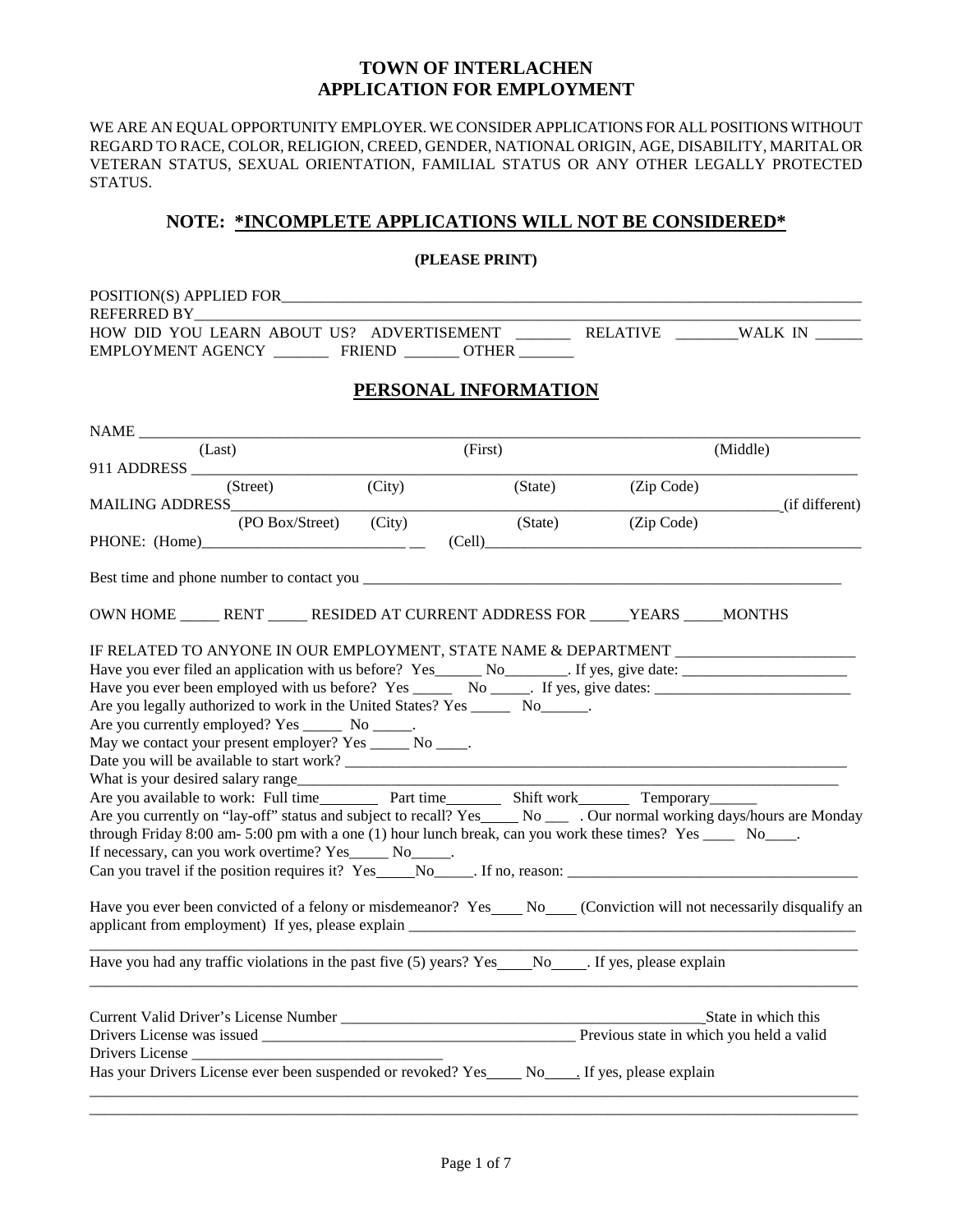# TOWN OF INTERLACHEN
# APPLICATION FOR EMPLOYMENT

WE ARE AN EQUAL OPPORTUNITY EMPLOYER. WE CONSIDER APPLICATIONS FOR ALL POSITIONS WITHOUT REGARD TO RACE, COLOR, RELIGION, CREED, GENDER, NATIONAL ORIGIN, AGE, DISABILITY, MARITAL OR VETERAN STATUS, SEXUAL ORIENTATION, FAMILIAL STATUS OR ANY OTHER LEGALLY PROTECTED STATUS.

## NOTE: *INCOMPLETE APPLICATIONS WILL NOT BE CONSIDERED*

**(PLEASE PRINT)**

POSITION(S) APPLIED FOR___________________________________________________________________________

REFERRED BY_________________________________________________________________________________

HOW DID YOU LEARN ABOUT US? ADVERTISEMENT _______ RELATIVE ________WALK IN ______ EMPLOYMENT AGENCY _______ FRIEND _______ OTHER _______

## PERSONAL INFORMATION

NAME ________________________________________________________________________________
(Last) (First) (Middle)

911 ADDRESS _________________________________________________________________________
(Street) (City) (State) (Zip Code)

MAILING ADDRESS____________________________________________________________________(if different)
(PO Box/Street) (City) (State) (Zip Code)

PHONE: (Home)__________________________ __ (Cell)______________________________________________

Best time and phone number to contact you _______________________________________________________________

OWN HOME _____ RENT _____ RESIDED AT CURRENT ADDRESS FOR _____YEARS _____MONTHS

IF RELATED TO ANYONE IN OUR EMPLOYMENT, STATE NAME & DEPARTMENT _______________________

Have you ever filed an application with us before? Yes______ No________. If yes, give date: _____________________

Have you ever been employed with us before? Yes _____ No _____. If yes, give dates: _________________________

Are you legally authorized to work in the United States? Yes _____ No______.

Are you currently employed? Yes _____ No _____.

May we contact your present employer? Yes _____ No ____.

Date you will be available to start work? ___________________________________________________________________

What is your desired salary range________________________________________________________________________

Are you available to work: Full time________ Part time________ Shift work_______ Temporary______

Are you currently on "lay-off" status and subject to recall? Yes_____ No ___ . Our normal working days/hours are Monday through Friday 8:00 am- 5:00 pm with a one (1) hour lunch break, can you work these times? Yes ____ No____.

If necessary, can you work overtime? Yes_____ No_____.

Can you travel if the position requires it? Yes_____No_____. If no, reason: _______________________________________

Have you ever been convicted of a felony or misdemeanor? Yes____ No____ (Conviction will not necessarily disqualify an applicant from employment) If yes, please explain ____________________________________________________________
_____________________________________________________________________________________________

Have you had any traffic violations in the past five (5) years? Yes____No____. If yes, please explain
_____________________________________________________________________________________________

Current Valid Driver's License Number _______________________________________________State in which this Drivers License was issued _________________________________________ Previous state in which you held a valid Drivers License ________________________________

Has your Drivers License ever been suspended or revoked? Yes____ No____. If yes, please explain
_____________________________________________________________________________________________
_____________________________________________________________________________________________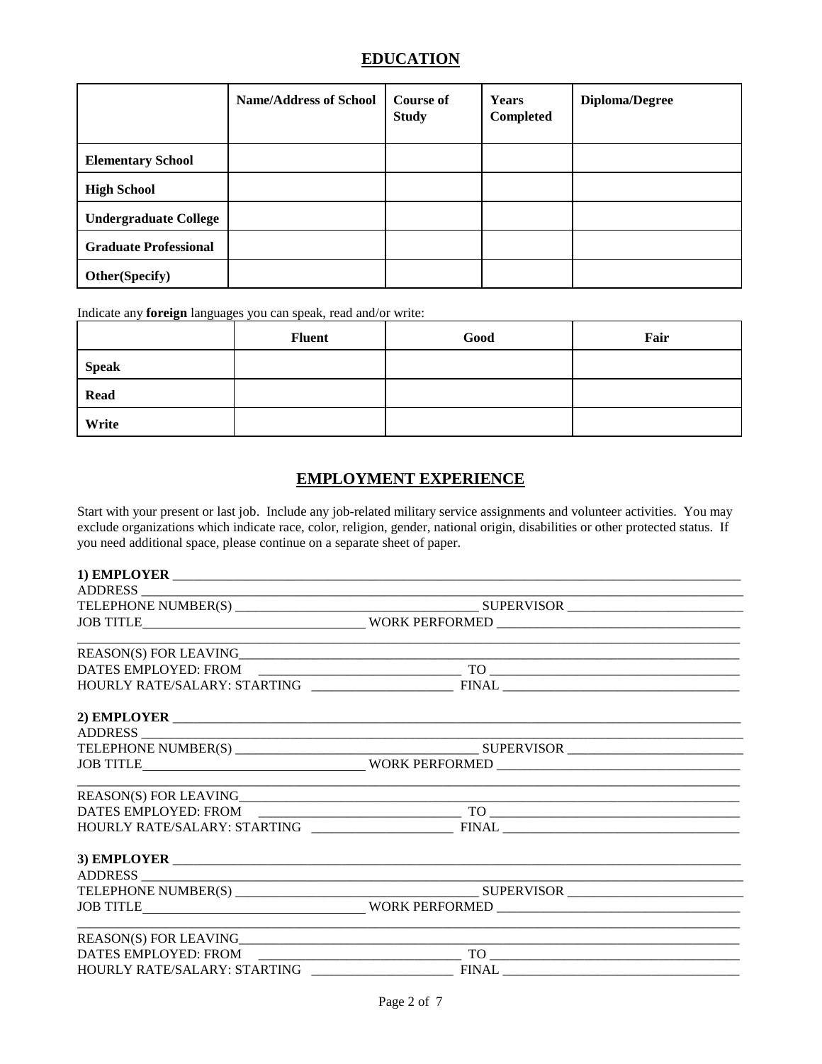## EDUCATION

| | Name/Address of School | Course of Study | Years Completed | Diploma/Degree |
|---|---|---|---|---|
| **Elementary School** | | | | |
| **High School** | | | | |
| **Undergraduate College** | | | | |
| **Graduate Professional** | | | | |
| **Other(Specify)** | | | | |

Indicate any **foreign** languages you can speak, read and/or write:

| | Fluent | Good | Fair |
|---|---|---|---|
| **Speak** | | | |
| **Read** | | | |
| **Write** | | | |

## EMPLOYMENT EXPERIENCE

Start with your present or last job. Include any job-related military service assignments and volunteer activities. You may exclude organizations which indicate race, color, religion, gender, national origin, disabilities or other protected status. If you need additional space, please continue on a separate sheet of paper.

**1) EMPLOYER** ______________________________________________
ADDRESS ______________________________________________
TELEPHONE NUMBER(S) ______________________ SUPERVISOR ______________________
JOB TITLE______________________ WORK PERFORMED ______________________
______________________________________________
REASON(S) FOR LEAVING______________________________________________
DATES EMPLOYED: FROM ______________________ TO ______________________
HOURLY RATE/SALARY: STARTING ______________________ FINAL ______________________

**2) EMPLOYER** ______________________________________________
ADDRESS ______________________________________________
TELEPHONE NUMBER(S) ______________________ SUPERVISOR ______________________
JOB TITLE______________________ WORK PERFORMED ______________________
______________________________________________
REASON(S) FOR LEAVING______________________________________________
DATES EMPLOYED: FROM ______________________ TO ______________________
HOURLY RATE/SALARY: STARTING ______________________ FINAL ______________________

**3) EMPLOYER** ______________________________________________
ADDRESS ______________________________________________
TELEPHONE NUMBER(S) ______________________ SUPERVISOR ______________________
JOB TITLE______________________ WORK PERFORMED ______________________
______________________________________________
REASON(S) FOR LEAVING______________________________________________
DATES EMPLOYED: FROM ______________________ TO ______________________
HOURLY RATE/SALARY: STARTING ______________________ FINAL ______________________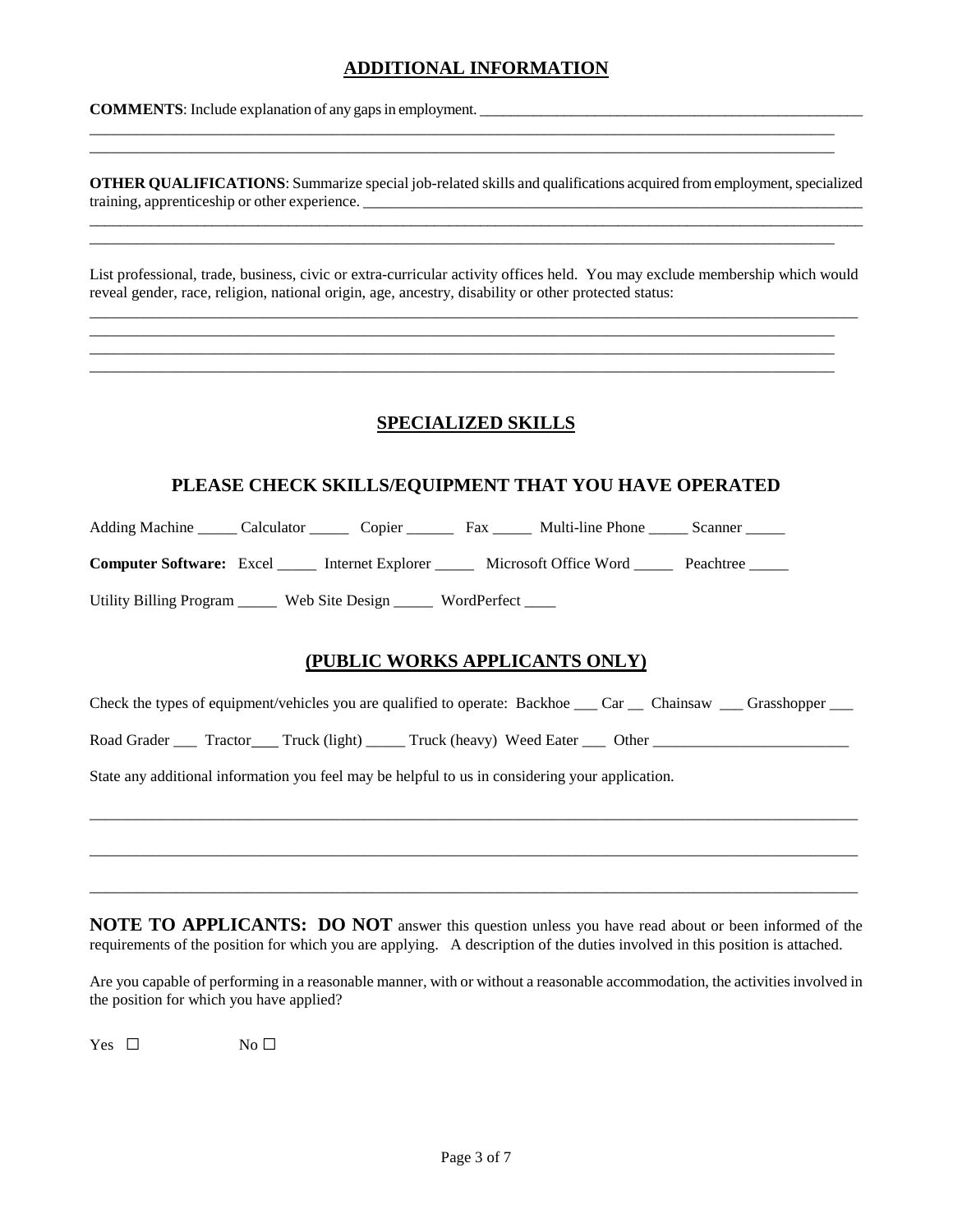## ADDITIONAL INFORMATION

**COMMENTS**: Include explanation of any gaps in employment. ____________________________________________________
______________________________________________________________________________________________
______________________________________________________________________________________________

**OTHER QUALIFICATIONS**: Summarize special job-related skills and qualifications acquired from employment, specialized training, apprenticeship or other experience. ______________________________________________________________
______________________________________________________________________________________________
______________________________________________________________________________________________

List professional, trade, business, civic or extra-curricular activity offices held. You may exclude membership which would reveal gender, race, religion, national origin, age, ancestry, disability or other protected status:
______________________________________________________________________________________________
______________________________________________________________________________________________
______________________________________________________________________________________________
______________________________________________________________________________________________

## SPECIALIZED SKILLS

### PLEASE CHECK SKILLS/EQUIPMENT THAT YOU HAVE OPERATED

Adding Machine _____ Calculator _____ Copier ______ Fax _____ Multi-line Phone _____ Scanner _____

**Computer Software:** Excel _____ Internet Explorer _____ Microsoft Office Word _____ Peachtree _____

Utility Billing Program _____ Web Site Design _____ WordPerfect ____

## (PUBLIC WORKS APPLICANTS ONLY)

Check the types of equipment/vehicles you are qualified to operate: Backhoe ___ Car __ Chainsaw ___ Grasshopper ___

Road Grader ___ Tractor___ Truck (light) _____ Truck (heavy) Weed Eater ___ Other _________________________

State any additional information you feel may be helpful to us in considering your application.

______________________________________________________________________________________________

______________________________________________________________________________________________

______________________________________________________________________________________________

**NOTE TO APPLICANTS: DO NOT** answer this question unless you have read about or been informed of the requirements of the position for which you are applying. A description of the duties involved in this position is attached.

Are you capable of performing in a reasonable manner, with or without a reasonable accommodation, the activities involved in the position for which you have applied?

Yes ☐ No ☐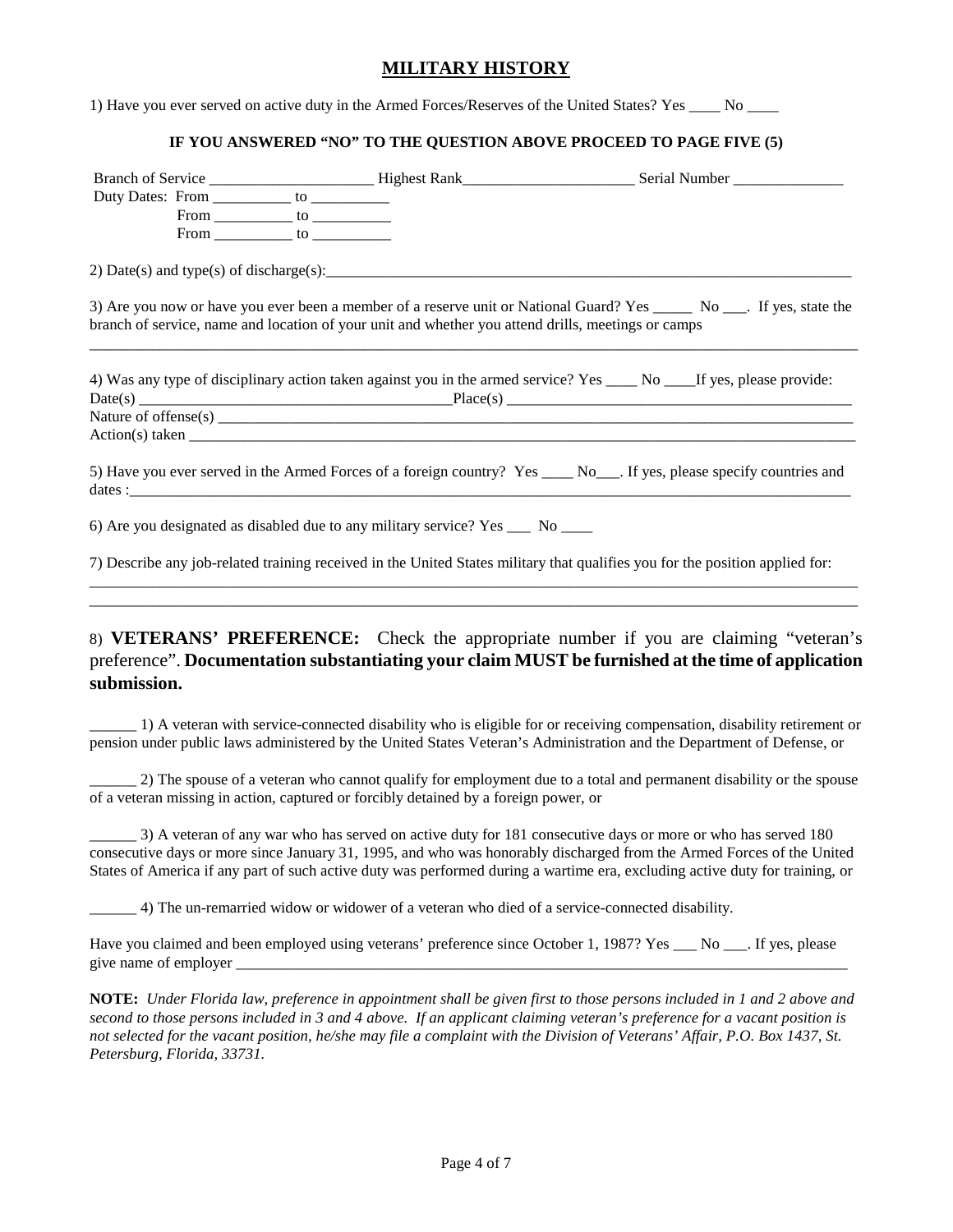# MILITARY HISTORY

1) Have you ever served on active duty in the Armed Forces/Reserves of the United States? Yes ____ No ____

**IF YOU ANSWERED "NO" TO THE QUESTION ABOVE PROCEED TO PAGE FIVE (5)**

Branch of Service _____________________ Highest Rank______________________ Serial Number ______________

Duty Dates: From __________ to __________

From __________ to __________

From __________ to __________

2) Date(s) and type(s) of discharge(s):_______________________________________________________________________

3) Are you now or have you ever been a member of a reserve unit or National Guard? Yes _____ No ___. If yes, state the branch of service, name and location of your unit and whether you attend drills, meetings or camps

_____________________________________________________________________________________________________

4) Was any type of disciplinary action taken against you in the armed service? Yes ____ No ____If yes, please provide:

Date(s) _________________________________________Place(s) ______________________________________________

Nature of offense(s) ___________________________________________________________________________________

Action(s) taken _______________________________________________________________________________________

5) Have you ever served in the Armed Forces of a foreign country? Yes ____ No___. If yes, please specify countries and dates :_________________________________________________________________________________________________

6) Are you designated as disabled due to any military service? Yes ___ No ____

7) Describe any job-related training received in the United States military that qualifies you for the position applied for:

_____________________________________________________________________________________________________

_____________________________________________________________________________________________________

8) **VETERANS' PREFERENCE:** Check the appropriate number if you are claiming "veteran's preference". **Documentation substantiating your claim MUST be furnished at the time of application submission.**

______ 1) A veteran with service-connected disability who is eligible for or receiving compensation, disability retirement or pension under public laws administered by the United States Veteran's Administration and the Department of Defense, or

______ 2) The spouse of a veteran who cannot qualify for employment due to a total and permanent disability or the spouse of a veteran missing in action, captured or forcibly detained by a foreign power, or

______ 3) A veteran of any war who has served on active duty for 181 consecutive days or more or who has served 180 consecutive days or more since January 31, 1995, and who was honorably discharged from the Armed Forces of the United States of America if any part of such active duty was performed during a wartime era, excluding active duty for training, or

______ 4) The un-remarried widow or widower of a veteran who died of a service-connected disability.

Have you claimed and been employed using veterans' preference since October 1, 1987? Yes ___ No ___. If yes, please give name of employer ____________________________________________________________________________

**NOTE:** *Under Florida law, preference in appointment shall be given first to those persons included in 1 and 2 above and second to those persons included in 3 and 4 above. If an applicant claiming veteran's preference for a vacant position is not selected for the vacant position, he/she may file a complaint with the Division of Veterans' Affair, P.O. Box 1437, St. Petersburg, Florida, 33731.*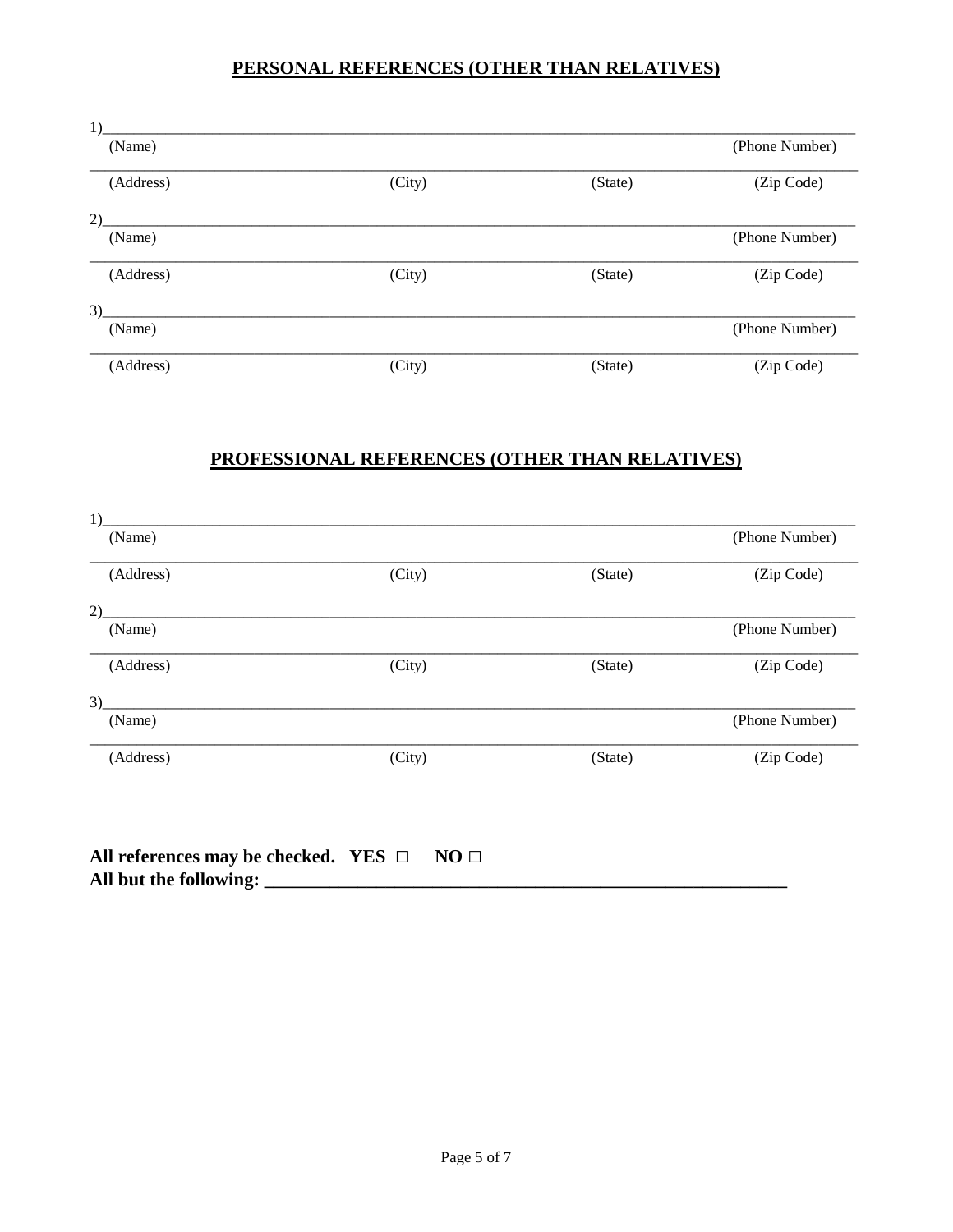## PERSONAL REFERENCES (OTHER THAN RELATIVES)

1)\_\_\_\_\_\_\_\_\_\_\_\_\_\_\_\_\_\_\_\_\_\_\_\_\_\_\_\_\_\_\_\_\_\_\_\_\_\_\_\_\_\_\_\_\_\_\_\_\_\_\_\_\_\_\_\_\_\_\_\_\_\_\_\_\_\_\_\_\_\_\_\_\_\_\_\_

(Name) (Phone Number)

\_\_\_\_\_\_\_\_\_\_\_\_\_\_\_\_\_\_\_\_\_\_\_\_\_\_\_\_\_\_\_\_\_\_\_\_\_\_\_\_\_\_\_\_\_\_\_\_\_\_\_\_\_\_\_\_\_\_\_\_\_\_\_\_\_\_\_\_\_\_\_\_\_\_\_\_\_\_

(Address) (City) (State) (Zip Code)

2)\_\_\_\_\_\_\_\_\_\_\_\_\_\_\_\_\_\_\_\_\_\_\_\_\_\_\_\_\_\_\_\_\_\_\_\_\_\_\_\_\_\_\_\_\_\_\_\_\_\_\_\_\_\_\_\_\_\_\_\_\_\_\_\_\_\_\_\_\_\_\_\_\_\_\_\_

(Name) (Phone Number)

\_\_\_\_\_\_\_\_\_\_\_\_\_\_\_\_\_\_\_\_\_\_\_\_\_\_\_\_\_\_\_\_\_\_\_\_\_\_\_\_\_\_\_\_\_\_\_\_\_\_\_\_\_\_\_\_\_\_\_\_\_\_\_\_\_\_\_\_\_\_\_\_\_\_\_\_\_\_

(Address) (City) (State) (Zip Code)

3)\_\_\_\_\_\_\_\_\_\_\_\_\_\_\_\_\_\_\_\_\_\_\_\_\_\_\_\_\_\_\_\_\_\_\_\_\_\_\_\_\_\_\_\_\_\_\_\_\_\_\_\_\_\_\_\_\_\_\_\_\_\_\_\_\_\_\_\_\_\_\_\_\_\_\_\_

(Name) (Phone Number)

\_\_\_\_\_\_\_\_\_\_\_\_\_\_\_\_\_\_\_\_\_\_\_\_\_\_\_\_\_\_\_\_\_\_\_\_\_\_\_\_\_\_\_\_\_\_\_\_\_\_\_\_\_\_\_\_\_\_\_\_\_\_\_\_\_\_\_\_\_\_\_\_\_\_\_\_\_\_

(Address) (City) (State) (Zip Code)

## PROFESSIONAL REFERENCES (OTHER THAN RELATIVES)

1)\_\_\_\_\_\_\_\_\_\_\_\_\_\_\_\_\_\_\_\_\_\_\_\_\_\_\_\_\_\_\_\_\_\_\_\_\_\_\_\_\_\_\_\_\_\_\_\_\_\_\_\_\_\_\_\_\_\_\_\_\_\_\_\_\_\_\_\_\_\_\_\_\_\_\_\_

(Name) (Phone Number)

\_\_\_\_\_\_\_\_\_\_\_\_\_\_\_\_\_\_\_\_\_\_\_\_\_\_\_\_\_\_\_\_\_\_\_\_\_\_\_\_\_\_\_\_\_\_\_\_\_\_\_\_\_\_\_\_\_\_\_\_\_\_\_\_\_\_\_\_\_\_\_\_\_\_\_\_\_\_

(Address) (City) (State) (Zip Code)

2)\_\_\_\_\_\_\_\_\_\_\_\_\_\_\_\_\_\_\_\_\_\_\_\_\_\_\_\_\_\_\_\_\_\_\_\_\_\_\_\_\_\_\_\_\_\_\_\_\_\_\_\_\_\_\_\_\_\_\_\_\_\_\_\_\_\_\_\_\_\_\_\_\_\_\_\_

(Name) (Phone Number)

\_\_\_\_\_\_\_\_\_\_\_\_\_\_\_\_\_\_\_\_\_\_\_\_\_\_\_\_\_\_\_\_\_\_\_\_\_\_\_\_\_\_\_\_\_\_\_\_\_\_\_\_\_\_\_\_\_\_\_\_\_\_\_\_\_\_\_\_\_\_\_\_\_\_\_\_\_\_

(Address) (City) (State) (Zip Code)

3)\_\_\_\_\_\_\_\_\_\_\_\_\_\_\_\_\_\_\_\_\_\_\_\_\_\_\_\_\_\_\_\_\_\_\_\_\_\_\_\_\_\_\_\_\_\_\_\_\_\_\_\_\_\_\_\_\_\_\_\_\_\_\_\_\_\_\_\_\_\_\_\_\_\_\_\_

(Name) (Phone Number)

\_\_\_\_\_\_\_\_\_\_\_\_\_\_\_\_\_\_\_\_\_\_\_\_\_\_\_\_\_\_\_\_\_\_\_\_\_\_\_\_\_\_\_\_\_\_\_\_\_\_\_\_\_\_\_\_\_\_\_\_\_\_\_\_\_\_\_\_\_\_\_\_\_\_\_\_\_\_

(Address) (City) (State) (Zip Code)

**All references may be checked. YES □ NO □**
**All but the following: \_\_\_\_\_\_\_\_\_\_\_\_\_\_\_\_\_\_\_\_\_\_\_\_\_\_\_\_\_\_\_\_\_\_\_\_\_\_\_\_\_\_\_\_\_\_\_\_\_\_\_\_\_\_\_\_\_\_**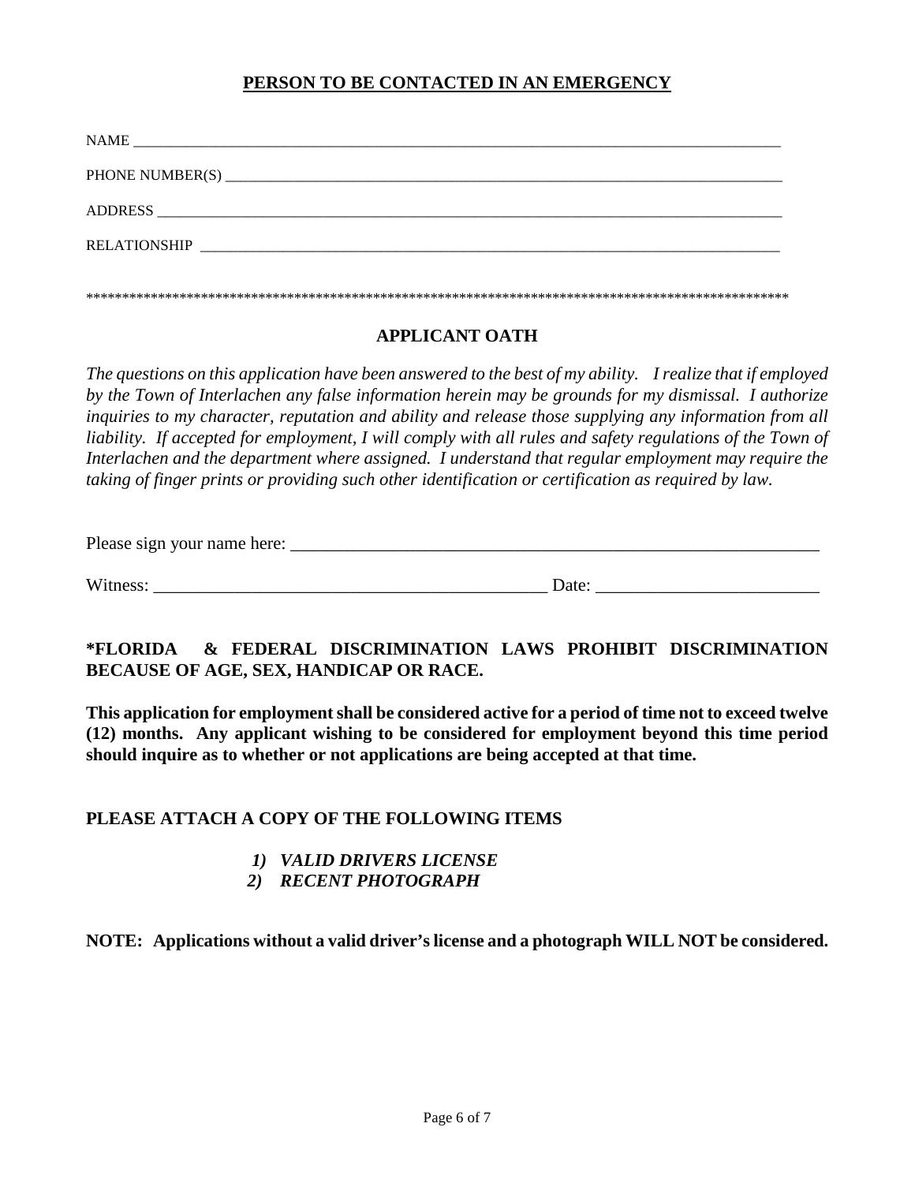## PERSON TO BE CONTACTED IN AN EMERGENCY

NAME ___________________________________________________________________________________________

PHONE NUMBER(S) ________________________________________________________________________________

ADDRESS ________________________________________________________________________________________

RELATIONSHIP ___________________________________________________________________________________

****************************************************************************************************

## APPLICANT OATH

*The questions on this application have been answered to the best of my ability. I realize that if employed by the Town of Interlachen any false information herein may be grounds for my dismissal. I authorize inquiries to my character, reputation and ability and release those supplying any information from all liability. If accepted for employment, I will comply with all rules and safety regulations of the Town of Interlachen and the department where assigned. I understand that regular employment may require the taking of finger prints or providing such other identification or certification as required by law.*

Please sign your name here: ______________________________________________________________

Witness: ______________________________________________ Date: _________________________

**\*FLORIDA & FEDERAL DISCRIMINATION LAWS PROHIBIT DISCRIMINATION BECAUSE OF AGE, SEX, HANDICAP OR RACE.**

**This application for employment shall be considered active for a period of time not to exceed twelve (12) months. Any applicant wishing to be considered for employment beyond this time period should inquire as to whether or not applications are being accepted at that time.**

**PLEASE ATTACH A COPY OF THE FOLLOWING ITEMS**

1) ***VALID DRIVERS LICENSE***
2) ***RECENT PHOTOGRAPH***

**NOTE: Applications without a valid driver's license and a photograph WILL NOT be considered.**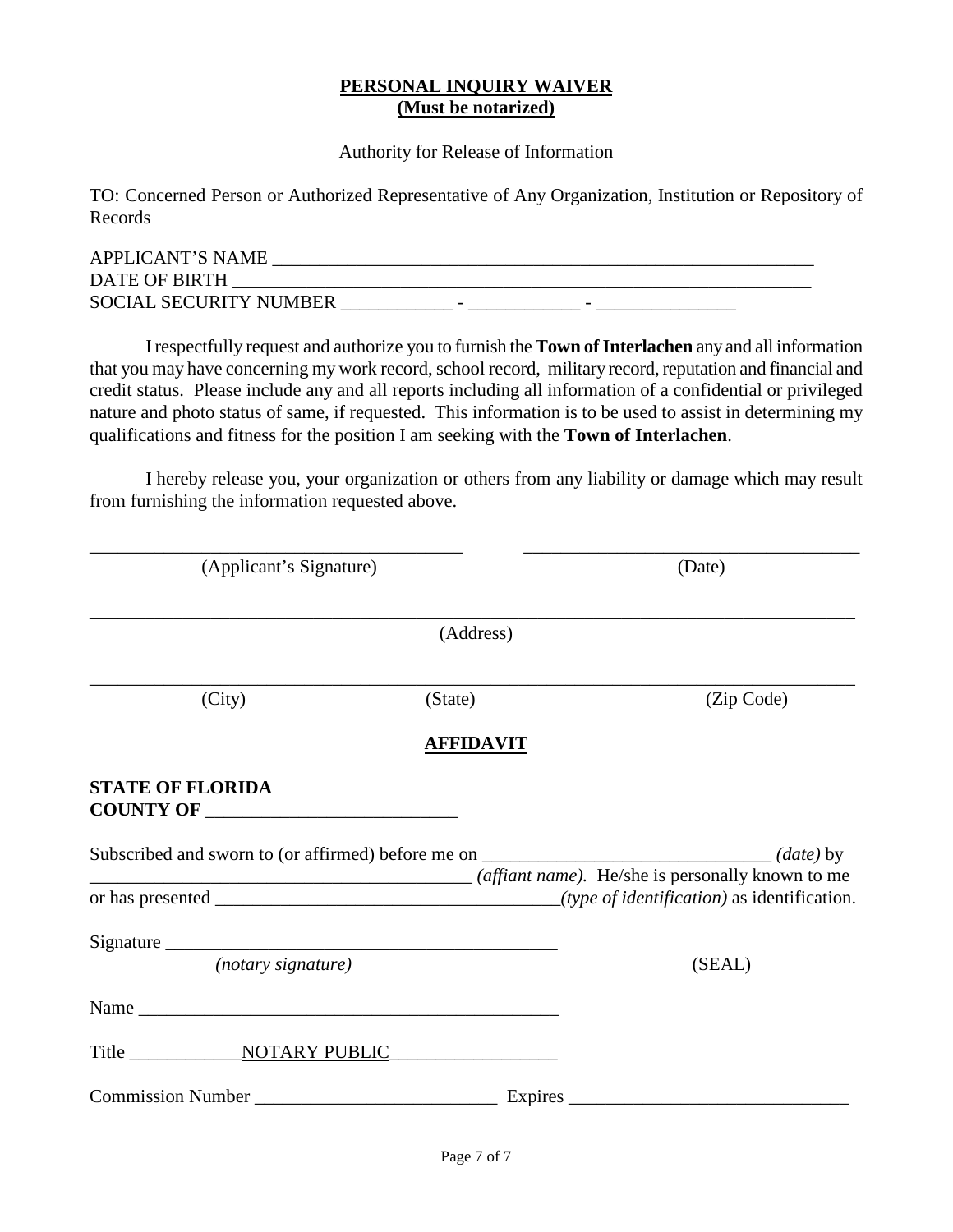**PERSONAL INQUIRY WAIVER**
**(Must be notarized)**

Authority for Release of Information

TO: Concerned Person or Authorized Representative of Any Organization, Institution or Repository of Records

APPLICANT'S NAME ____________________________________________________________

DATE OF BIRTH ________________________________________________________________

SOCIAL SECURITY NUMBER ____________ - ____________ - _______________

I respectfully request and authorize you to furnish the **Town of Interlachen** any and all information that you may have concerning my work record, school record, military record, reputation and financial and credit status. Please include any and all reports including all information of a confidential or privileged nature and photo status of same, if requested. This information is to be used to assist in determining my qualifications and fitness for the position I am seeking with the **Town of Interlachen**.

I hereby release you, your organization or others from any liability or damage which may result from furnishing the information requested above.

________________________________________ ____________________________________
(Applicant's Signature) (Date)

____________________________________________________________________________________
(Address)

____________________________________________________________________________________
(City) (State) (Zip Code)

**AFFIDAVIT**

**STATE OF FLORIDA**
**COUNTY OF** ___________________________

Subscribed and sworn to (or affirmed) before me on ______________________________ *(date)* by __________________________________________ *(affiant name).* He/she is personally known to me or has presented _____________________________________*(type of identification)* as identification.

Signature ___________________________________________
*(notary signature)* (SEAL)

Name _______________________________________________

Title ____________NOTARY PUBLIC__________________

Commission Number __________________________ Expires ______________________________